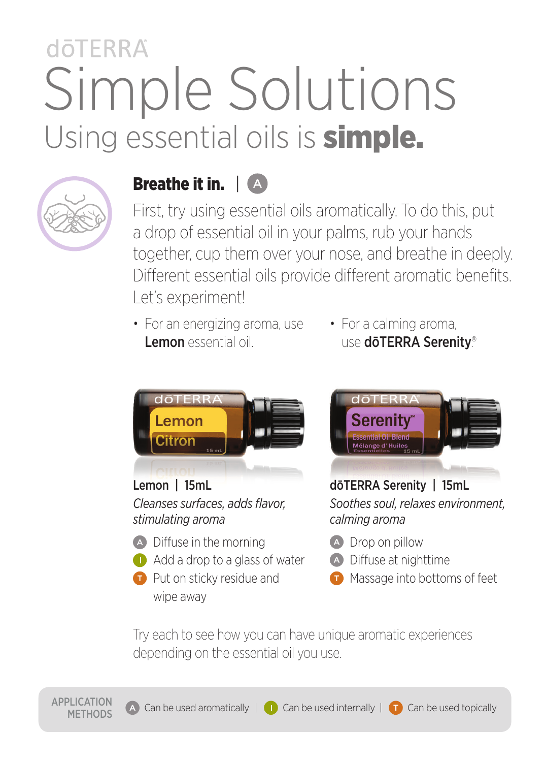dōTERRA

# Simple Solutions

## Using essential oils is **simple.**

### Breathe it in. | A

First, try using essential oils aromatically. To do this, put a drop of essential oil in your palms, rub your hands together, cup them over your nose, and breathe in deeply. Different essential oils provide different aromatic benefits. Let's experiment!

- For an energizing aroma, use **Lemon** essential oil.
- For a calming aroma, use **dōTERRA Serenity**®

**Lemon | 15mL**

*Cleanses surfaces, adds flavor, stimulating aroma*

- A Diffuse in the morning
- I Add a drop to a glass of water
- T Put on sticky residue and wipe away

**dōTERRA Serenity | 15mL**

*Soothes soul, relaxes environment, calming aroma*

- A Drop on pillow
- A Diffuse at nighttime
- T Massage into bottoms of feet

Try each to see how you can have unique aromatic experiences depending on the essential oil you use.

APPLICATION METHODS A Can be used aromatically | I Can be used internally | T Can be used topically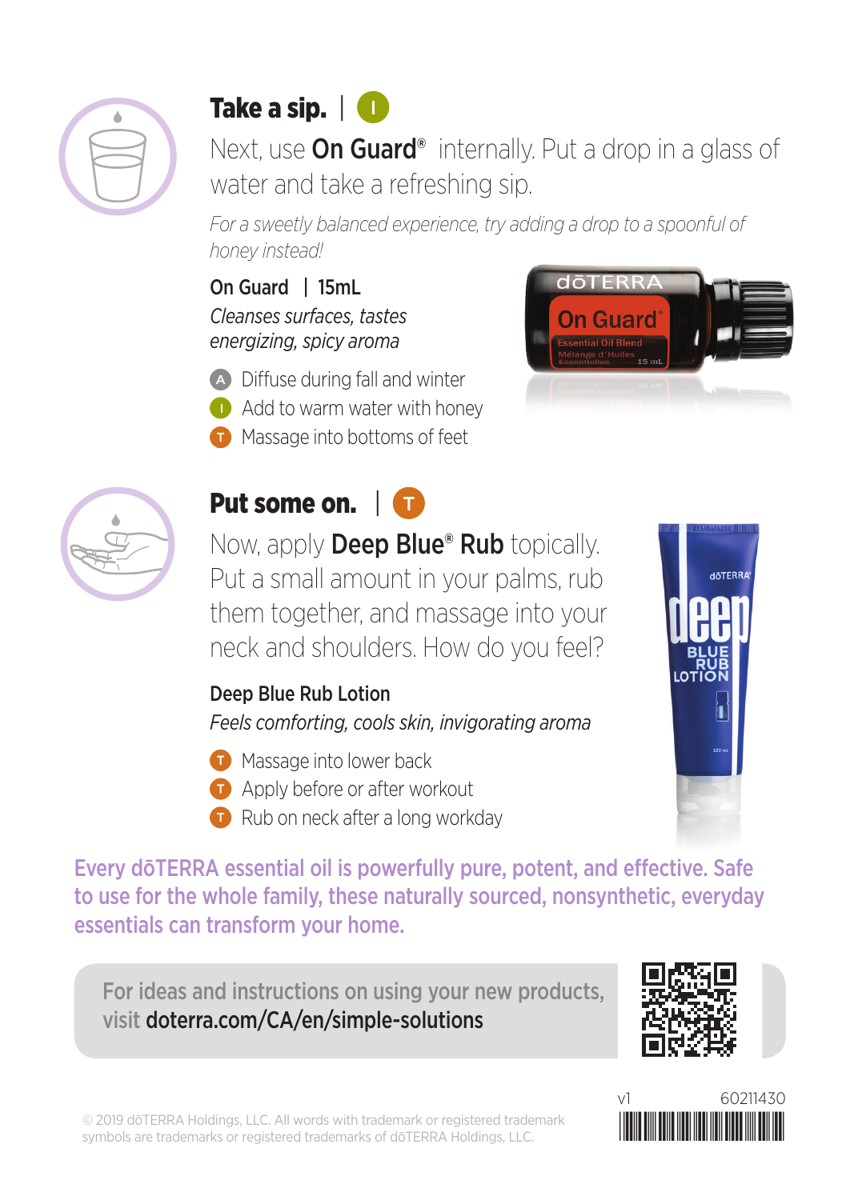## Take a sip. | I

Next, use **On Guard®** internally. Put a drop in a glass of water and take a refreshing sip.

*For a sweetly balanced experience, try adding a drop to a spoonful of honey instead!*

**On Guard | 15mL**

*Cleanses surfaces, tastes energizing, spicy aroma*

- A Diffuse during fall and winter
- I Add to warm water with honey
- T Massage into bottoms of feet

## Put some on. | T

Now, apply **Deep Blue® Rub** topically. Put a small amount in your palms, rub them together, and massage into your neck and shoulders. How do you feel?

**Deep Blue Rub Lotion**

*Feels comforting, cools skin, invigorating aroma*

- T Massage into lower back
- T Apply before or after workout
- T Rub on neck after a long workday

**Every dōTERRA essential oil is powerfully pure, potent, and effective. Safe to use for the whole family, these naturally sourced, nonsynthetic, everyday essentials can transform your home.**

For ideas and instructions on using your new products, visit **doterra.com/CA/en/simple-solutions**

© 2019 dōTERRA Holdings, LLC. All words with trademark or registered trademark symbols are trademarks or registered trademarks of dōTERRA Holdings, LLC.

v1 60211430